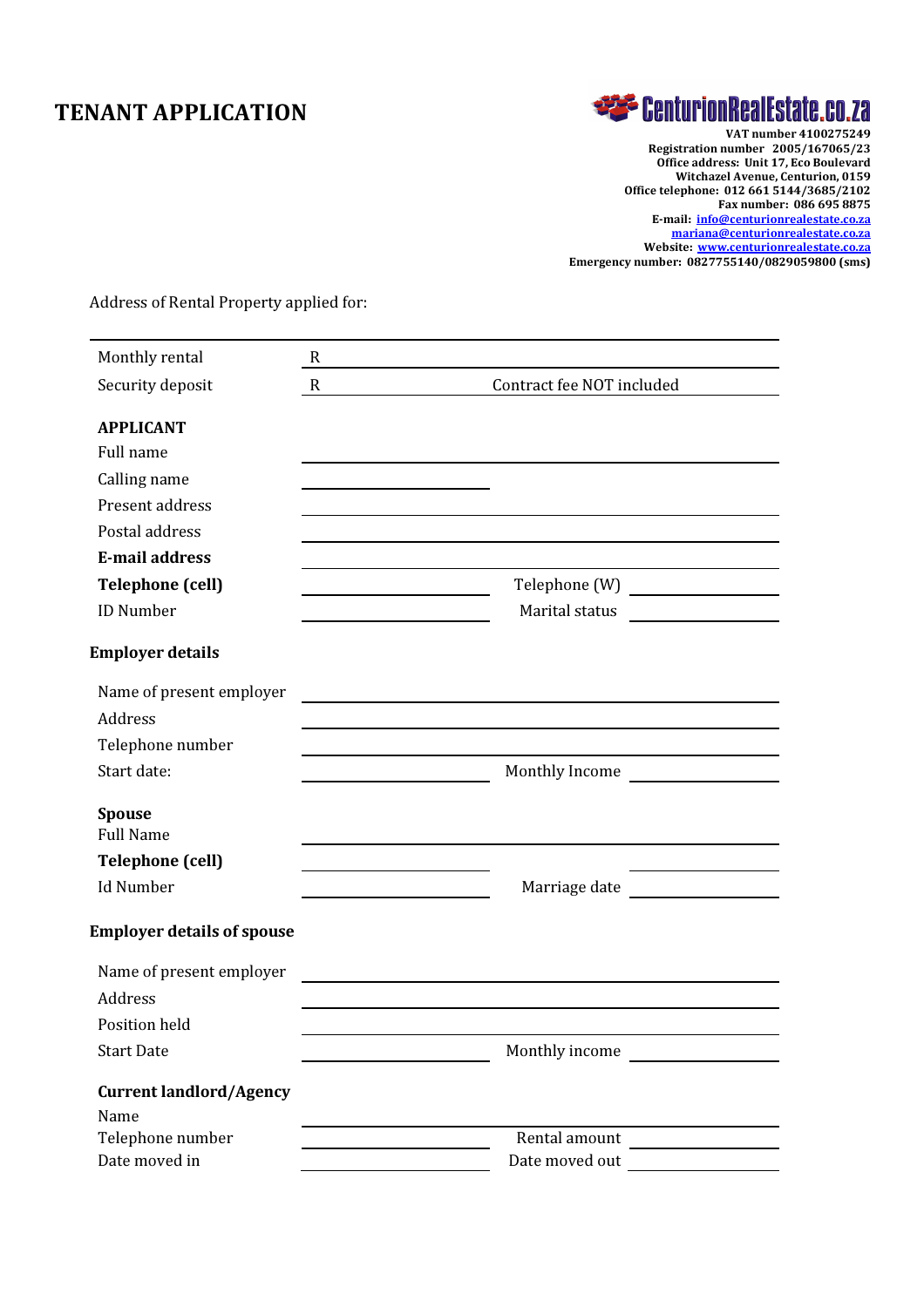# TENANT APPLICATION

**CenturionRealEstate.co.za**

**VAT number 4100275249**
**Registration number 2005/167065/23**
**Office address: Unit 17, Eco Boulevard**
**Witchazel Avenue, Centurion, 0159**
**Office telephone: 012 661 5144/3685/2102**
**Fax number: 086 695 8875**
**E-mail: info@centurionrealestate.co.za**
**mariana@centurionrealestate.co.za**
**Website: www.centurionrealestate.co.za**
**Emergency number: 0827755140/0829059800 (sms)**

Address of Rental Property applied for:

---

Monthly rental R ____________________

Security deposit R ____________ Contract fee NOT included

**APPLICANT**

Full name ____________________

Calling name ____________________

Present address ____________________

Postal address ____________________

**E-mail address** ____________________

**Telephone (cell)** ____________ Telephone (W) ____________

ID Number ____________ Marital status ____________

**Employer details**

Name of present employer ____________________

Address ____________________

Telephone number ____________________

Start date: ____________ Monthly Income ____________

**Spouse**

Full Name ____________________

**Telephone (cell)** ____________ ____________

Id Number ____________ Marriage date ____________

**Employer details of spouse**

Name of present employer ____________________

Address ____________________

Position held ____________________

Start Date ____________ Monthly income ____________

**Current landlord/Agency**

Name ____________________

Telephone number ____________ Rental amount ____________

Date moved in ____________ Date moved out ____________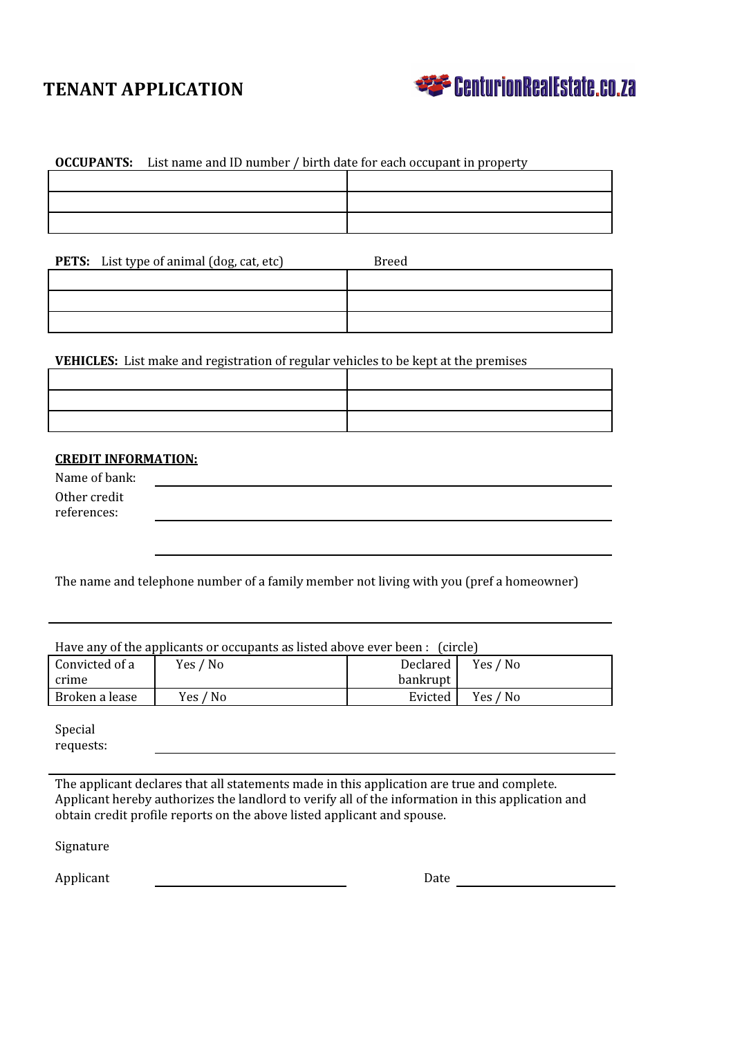# TENANT APPLICATION

CenturionRealEstate.co.za

**OCCUPANTS:** List name and ID number / birth date for each occupant in property

| | |
|---|---|
| | |
| | |
| | |

**PETS:** List type of animal (dog, cat, etc) Breed

| | |
|---|---|
| | |
| | |
| | |

**VEHICLES:** List make and registration of regular vehicles to be kept at the premises

| | |
|---|---|
| | |
| | |
| | |

**<u>CREDIT INFORMATION:</u>**

Name of bank: ______________________________

Other credit references: ______________________________

______________________________

The name and telephone number of a family member not living with you (pref a homeowner)

______________________________

Have any of the applicants or occupants as listed above ever been : (circle)

| | | | |
|---|---|---|---|
| Convicted of a crime | Yes / No | Declared bankrupt | Yes / No |
| Broken a lease | Yes / No | Evicted | Yes / No |

Special requests: ______________________________

______________________________

The applicant declares that all statements made in this application are true and complete. Applicant hereby authorizes the landlord to verify all of the information in this application and obtain credit profile reports on the above listed applicant and spouse.

Signature

Applicant ____________________ Date ____________________